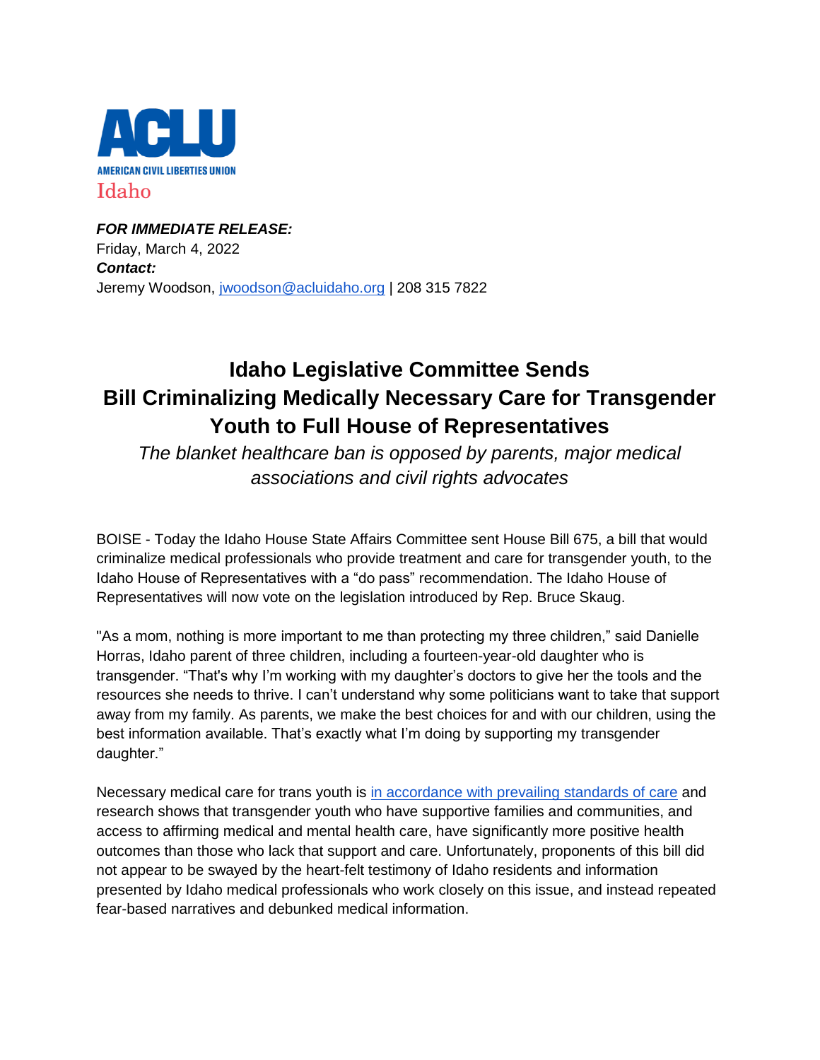ACLU

AMERICAN CIVIL LIBERTIES UNION

Idaho

***FOR IMMEDIATE RELEASE:***
Friday, March 4, 2022
***Contact:***
Jeremy Woodson, [jwoodson@acluidaho.org](mailto:jwoodson@acluidaho.org) | 208 315 7822

# Idaho Legislative Committee Sends Bill Criminalizing Medically Necessary Care for Transgender Youth to Full House of Representatives

*The blanket healthcare ban is opposed by parents, major medical associations and civil rights advocates*

BOISE - Today the Idaho House State Affairs Committee sent House Bill 675, a bill that would criminalize medical professionals who provide treatment and care for transgender youth, to the Idaho House of Representatives with a "do pass" recommendation. The Idaho House of Representatives will now vote on the legislation introduced by Rep. Bruce Skaug.

"As a mom, nothing is more important to me than protecting my three children," said Danielle Horras, Idaho parent of three children, including a fourteen-year-old daughter who is transgender. "That's why I'm working with my daughter's doctors to give her the tools and the resources she needs to thrive. I can't understand why some politicians want to take that support away from my family. As parents, we make the best choices for and with our children, using the best information available. That's exactly what I'm doing by supporting my transgender daughter."

Necessary medical care for trans youth is [in accordance with prevailing standards of care]() and research shows that transgender youth who have supportive families and communities, and access to affirming medical and mental health care, have significantly more positive health outcomes than those who lack that support and care. Unfortunately, proponents of this bill did not appear to be swayed by the heart-felt testimony of Idaho residents and information presented by Idaho medical professionals who work closely on this issue, and instead repeated fear-based narratives and debunked medical information.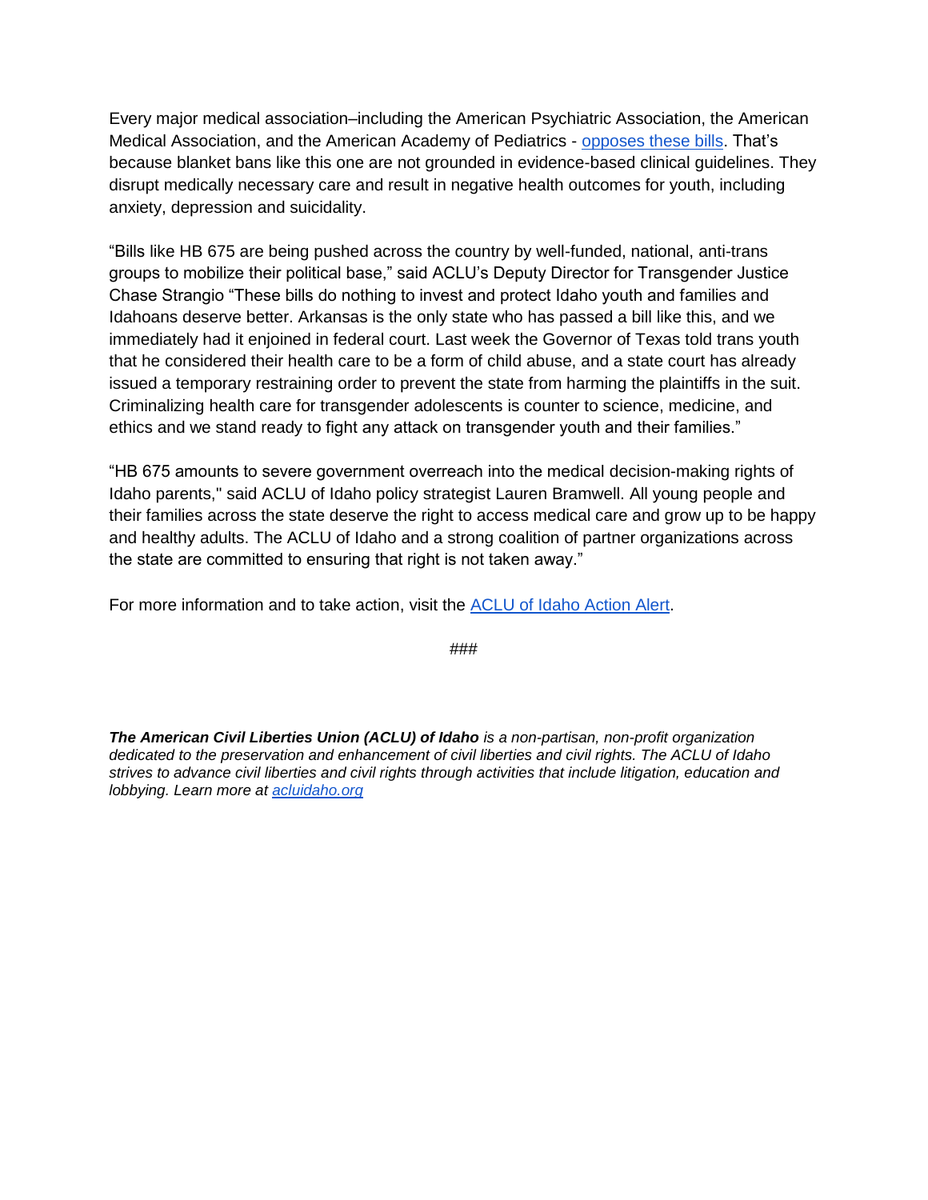Every major medical association–including the American Psychiatric Association, the American Medical Association, and the American Academy of Pediatrics - [opposes these bills](). That's because blanket bans like this one are not grounded in evidence-based clinical guidelines. They disrupt medically necessary care and result in negative health outcomes for youth, including anxiety, depression and suicidality.

"Bills like HB 675 are being pushed across the country by well-funded, national, anti-trans groups to mobilize their political base," said ACLU's Deputy Director for Transgender Justice Chase Strangio "These bills do nothing to invest and protect Idaho youth and families and Idahoans deserve better. Arkansas is the only state who has passed a bill like this, and we immediately had it enjoined in federal court. Last week the Governor of Texas told trans youth that he considered their health care to be a form of child abuse, and a state court has already issued a temporary restraining order to prevent the state from harming the plaintiffs in the suit. Criminalizing health care for transgender adolescents is counter to science, medicine, and ethics and we stand ready to fight any attack on transgender youth and their families."

"HB 675 amounts to severe government overreach into the medical decision-making rights of Idaho parents,'' said ACLU of Idaho policy strategist Lauren Bramwell. All young people and their families across the state deserve the right to access medical care and grow up to be happy and healthy adults. The ACLU of Idaho and a strong coalition of partner organizations across the state are committed to ensuring that right is not taken away."

For more information and to take action, visit the [ACLU of Idaho Action Alert]().

###

***The American Civil Liberties Union (ACLU) of Idaho** is a non-partisan, non-profit organization dedicated to the preservation and enhancement of civil liberties and civil rights. The ACLU of Idaho strives to advance civil liberties and civil rights through activities that include litigation, education and lobbying. Learn more at [acluidaho.org]()*